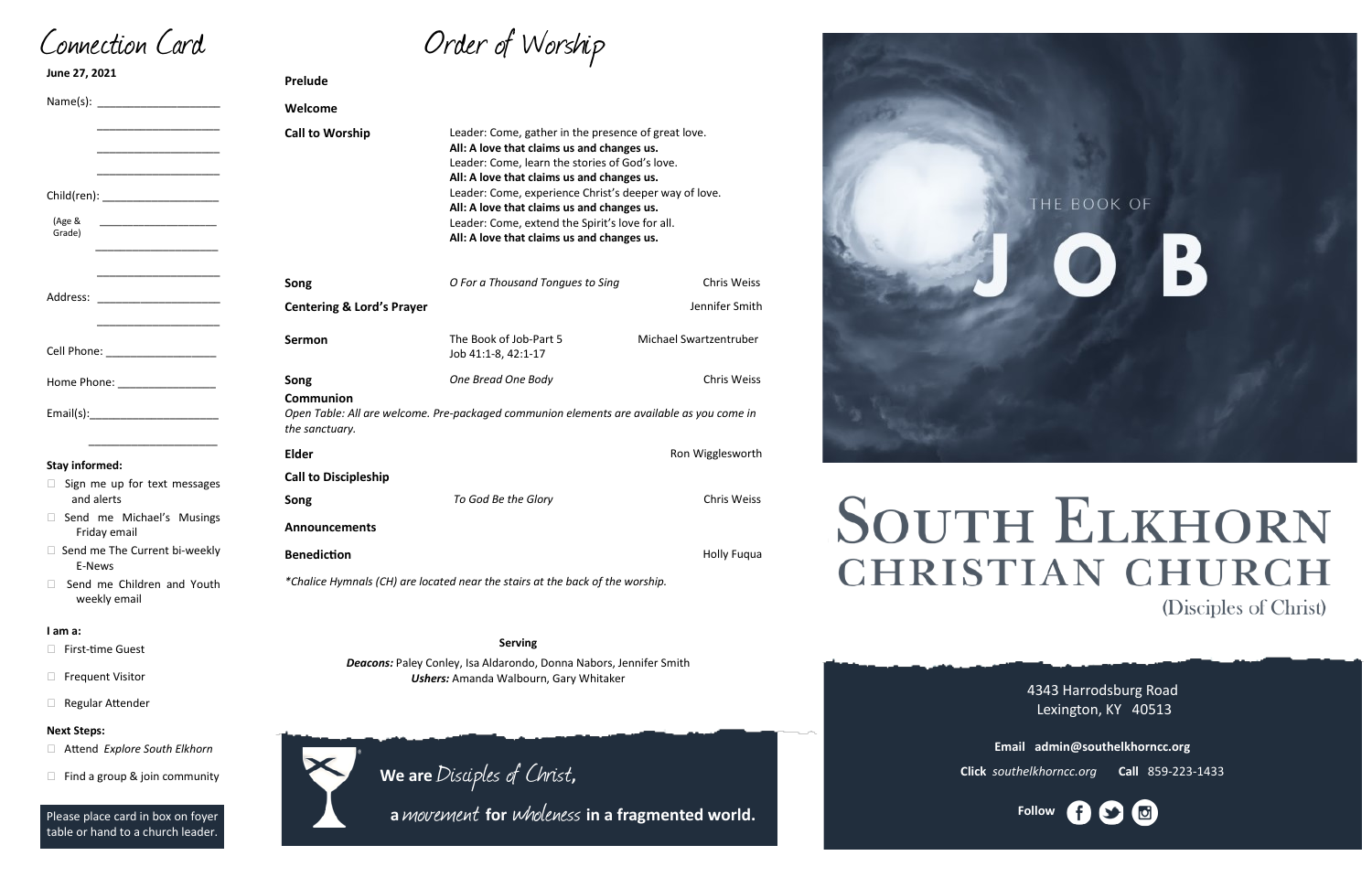# Connection Card

**June 27, 2021**

Name(s): ____________________

____________________

____________________

____________________

Child(ren): ____________________

(Age & Grade) ____________________

____________________

____________________

Address: ____________________

____________________

Cell Phone: __________________

Home Phone: ________________

Email(s):_____________________

____________________

**Stay informed:**

- ☐ Sign me up for text messages and alerts
- ☐ Send me Michael's Musings Friday email
- ☐ Send me The Current bi-weekly E-News
- ☐ Send me Children and Youth weekly email

**I am a:**

- ☐ First-time Guest
- ☐ Frequent Visitor
- ☐ Regular Attender

**Next Steps:**

- ☐ Attend *Explore South Elkhorn*
- ☐ Find a group & join community

Please place card in box on foyer table or hand to a church leader.

# Order of Worship

**Prelude**

**Welcome**

**Call to Worship**

Leader: Come, gather in the presence of great love.
**All: A love that claims us and changes us.**
Leader: Come, learn the stories of God's love.
**All: A love that claims us and changes us.**
Leader: Come, experience Christ's deeper way of love.
**All: A love that claims us and changes us.**
Leader: Come, extend the Spirit's love for all.
**All: A love that claims us and changes us.**

**Song** — *O For a Thousand Tongues to Sing* — Chris Weiss

**Centering & Lord's Prayer** — Jennifer Smith

**Sermon** — The Book of Job-Part 5, Job 41:1-8, 42:1-17 — Michael Swartzentruber

**Song** — *One Bread One Body* — Chris Weiss

**Communion**

*Open Table: All are welcome. Pre-packaged communion elements are available as you come in the sanctuary.*

**Elder** — Ron Wigglesworth

**Call to Discipleship**

**Song** — *To God Be the Glory* — Chris Weiss

**Announcements**

**Benediction** — Holly Fuqua

*\*Chalice Hymnals (CH) are located near the stairs at the back of the worship.*

**Serving**

***Deacons:*** Paley Conley, Isa Aldarondo, Donna Nabors, Jennifer Smith
***Ushers:*** Amanda Walbourn, Gary Whitaker

**We are** *Disciples of Christ,*
**a** *movement* **for** *wholeness* **in a fragmented world.**

THE BOOK OF

JOB

# South Elkhorn Christian Church

(Disciples of Christ)

4343 Harrodsburg Road
Lexington, KY 40513

**Email** **admin@southelkhorncc.org**

**Click** *southelkhorncc.org* **Call** 859-223-1433

**Follow**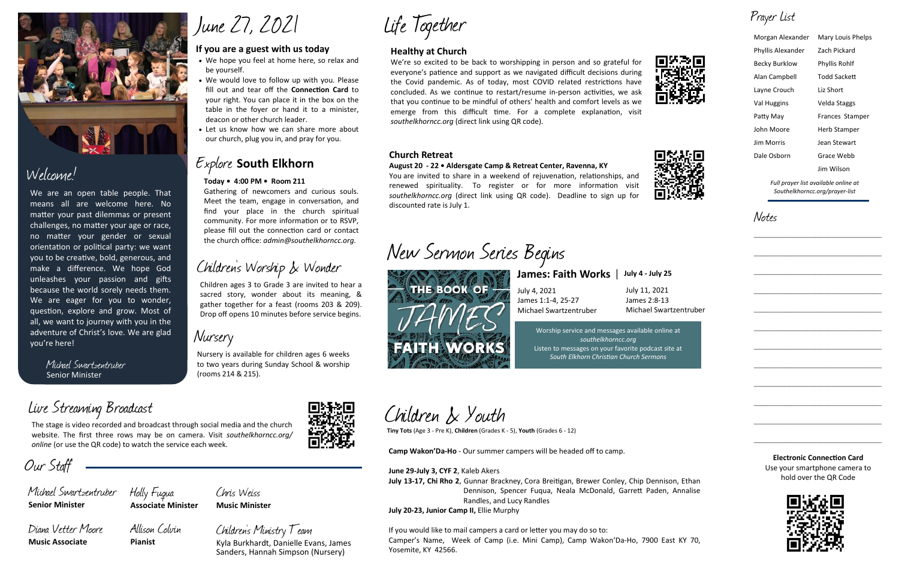# Welcome!

We are an open table people. That means all are welcome here. No matter your past dilemmas or present challenges, no matter your age or race, no matter your gender or sexual orientation or political party: we want you to be creative, bold, generous, and make a difference. We hope God unleashes your passion and gifts because the world sorely needs them. We are eager for you to wonder, question, explore and grow. Most of all, we want to journey with you in the adventure of Christ's love. We are glad you're here!

Michael Swartzentruber
Senior Minister

# June 27, 2021

### If you are a guest with us today

- We hope you feel at home here, so relax and be yourself.
- We would love to follow up with you. Please fill out and tear off the **Connection Card** to your right. You can place it in the box on the table in the foyer or hand it to a minister, deacon or other church leader.
- Let us know how we can share more about our church, plug you in, and pray for you.

## Explore South Elkhorn

**Today • 4:00 PM • Room 211**

Gathering of newcomers and curious souls. Meet the team, engage in conversation, and find your place in the church spiritual community. For more information or to RSVP, please fill out the connection card or contact the church office: *admin@southelkhorncc.org.*

## Children's Worship & Wonder

Children ages 3 to Grade 3 are invited to hear a sacred story, wonder about its meaning, & gather together for a feast (rooms 203 & 209). Drop off opens 10 minutes before service begins.

## Nursery

Nursery is available for children ages 6 weeks to two years during Sunday School & worship (rooms 214 & 215).

## Live Streaming Broadcast

The stage is video recorded and broadcast through social media and the church website. The first three rows may be on camera. Visit *southelkhorncc.org/online* (or use the QR code) to watch the service each week.

## Our Staff

Michael Swartzentruber
**Senior Minister**

Holly Fuqua
**Associate Minister**

Chris Weiss
**Music Minister**

Diana Vetter Moore
**Music Associate**

Allison Colvin
**Pianist**

Children's Ministry Team
Kyla Burkhardt, Danielle Evans, James Sanders, Hannah Simpson (Nursery)

# Life Together

### Healthy at Church

We're so excited to be back to worshipping in person and so grateful for everyone's patience and support as we navigated difficult decisions during the Covid pandemic. As of today, most COVID related restrictions have concluded. As we continue to restart/resume in-person activities, we ask that you continue to be mindful of others' health and comfort levels as we emerge from this difficult time. For a complete explanation, visit *southelkhorncc.org* (direct link using QR code).

### Church Retreat

**August 20 - 22 • Aldersgate Camp & Retreat Center, Ravenna, KY**

You are invited to share in a weekend of rejuvenation, relationships, and renewed spirituality. To register or for more information visit *southelkhorncc.org* (direct link using QR code). Deadline to sign up for discounted rate is July 1.

## New Sermon Series Begins

THE BOOK OF JAMES FAITH WORKS

**James: Faith Works | July 4 - July 25**

July 4, 2021
James 1:1-4, 25-27
Michael Swartzentruber

July 11, 2021
James 2:8-13
Michael Swartzentruber

Worship service and messages available online at *southelkhorncc.org*
Listen to messages on your favorite podcast site at *South Elkhorn Christian Church Sermons*

## Children & Youth

**Tiny Tots** (Age 3 - Pre K), **Children** (Grades K - 5), **Youth** (Grades 6 - 12)

**Camp Wakon'Da-Ho** - Our summer campers will be headed off to camp.

**June 29-July 3, CYF 2**, Kaleb Akers
**July 13-17, Chi Rho 2**, Gunnar Brackney, Cora Breitigan, Brewer Conley, Chip Dennison, Ethan Dennison, Spencer Fuqua, Neala McDonald, Garrett Paden, Annalise Randles, and Lucy Randles
**July 20-23, Junior Camp II,** Ellie Murphy

If you would like to mail campers a card or letter you may do so to:
Camper's Name, Week of Camp (i.e. Mini Camp), Camp Wakon'Da-Ho, 7900 East KY 70, Yosemite, KY 42566.

## Prayer List

| | |
|---|---|
| Morgan Alexander | Mary Louis Phelps |
| Phyllis Alexander | Zach Pickard |
| Becky Burklow | Phyllis Rohlf |
| Alan Campbell | Todd Sackett |
| Layne Crouch | Liz Short |
| Val Huggins | Velda Staggs |
| Patty May | Frances Stamper |
| John Moore | Herb Stamper |
| Jim Morris | Jean Stewart |
| Dale Osborn | Grace Webb |
| | Jim Wilson |

*Full prayer list available online at Southelkhorncc.org/prayer-list*

## Notes

**Electronic Connection Card**
Use your smartphone camera to hold over the QR Code